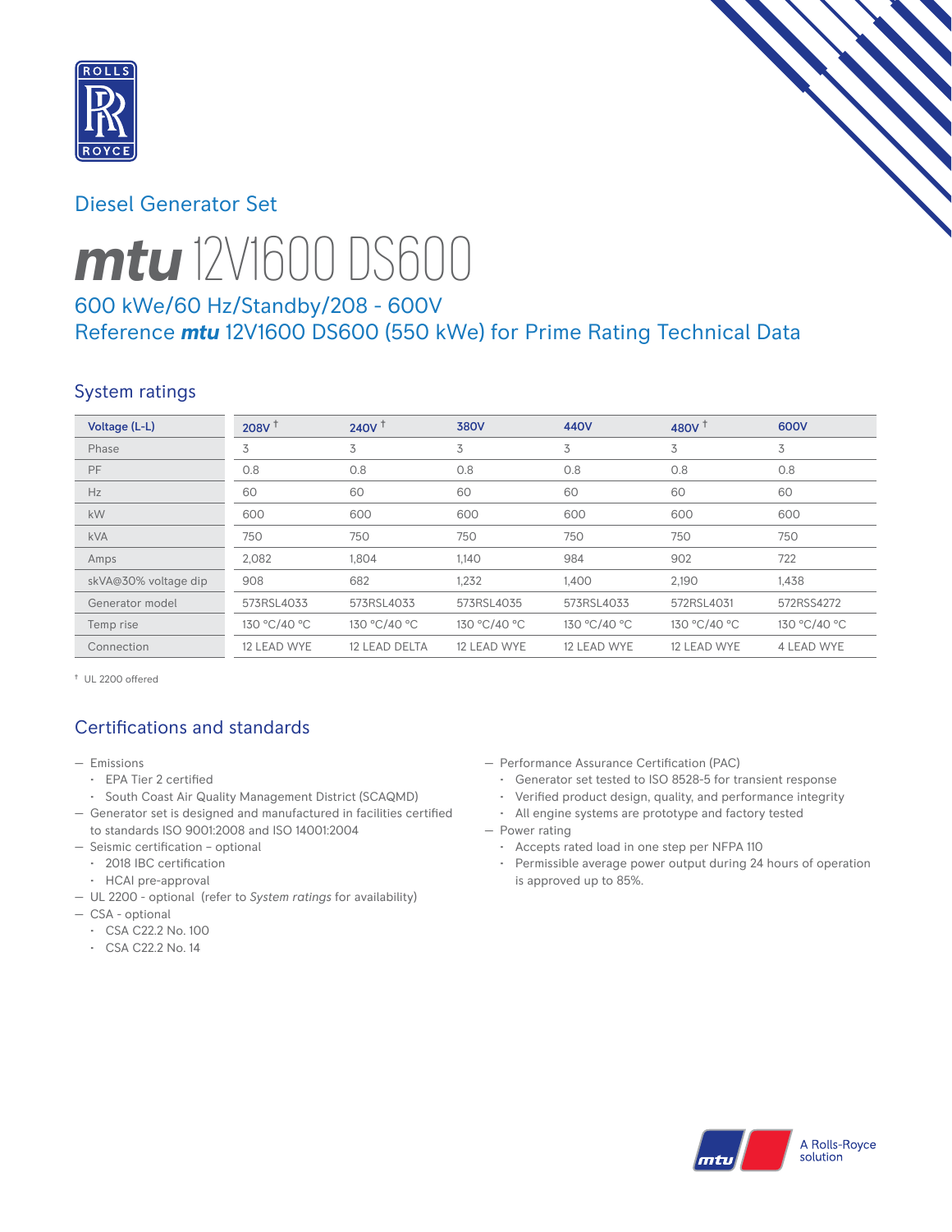## Diesel Generator Set

# *mtu* 12V1600 DS600

### 600 kWe/60 Hz/Standby/208 - 600V
### Reference *mtu* 12V1600 DS600 (550 kWe) for Prime Rating Technical Data

## System ratings

| Voltage (L-L) | 208V † | 240V † | 380V | 440V | 480V † | 600V |
|---|---|---|---|---|---|---|
| Phase | 3 | 3 | 3 | 3 | 3 | 3 |
| PF | 0.8 | 0.8 | 0.8 | 0.8 | 0.8 | 0.8 |
| Hz | 60 | 60 | 60 | 60 | 60 | 60 |
| kW | 600 | 600 | 600 | 600 | 600 | 600 |
| kVA | 750 | 750 | 750 | 750 | 750 | 750 |
| Amps | 2,082 | 1,804 | 1,140 | 984 | 902 | 722 |
| skVA@30% voltage dip | 908 | 682 | 1,232 | 1,400 | 2,190 | 1,438 |
| Generator model | 573RSL4033 | 573RSL4033 | 573RSL4035 | 573RSL4033 | 572RSL4031 | 572RSS4272 |
| Temp rise | 130 °C/40 °C | 130 °C/40 °C | 130 °C/40 °C | 130 °C/40 °C | 130 °C/40 °C | 130 °C/40 °C |
| Connection | 12 LEAD WYE | 12 LEAD DELTA | 12 LEAD WYE | 12 LEAD WYE | 12 LEAD WYE | 4 LEAD WYE |

† UL 2200 offered

## Certifications and standards

- Emissions
  - EPA Tier 2 certified
  - South Coast Air Quality Management District (SCAQMD)
- Generator set is designed and manufactured in facilities certified to standards ISO 9001:2008 and ISO 14001:2004
- Seismic certification – optional
  - 2018 IBC certification
  - HCAI pre-approval
- UL 2200 - optional (refer to *System ratings* for availability)
- CSA - optional
  - CSA C22.2 No. 100
  - CSA C22.2 No. 14
- Performance Assurance Certification (PAC)
  - Generator set tested to ISO 8528-5 for transient response
  - Verified product design, quality, and performance integrity
  - All engine systems are prototype and factory tested
- Power rating
  - Accepts rated load in one step per NFPA 110
  - Permissible average power output during 24 hours of operation is approved up to 85%.

A Rolls-Royce solution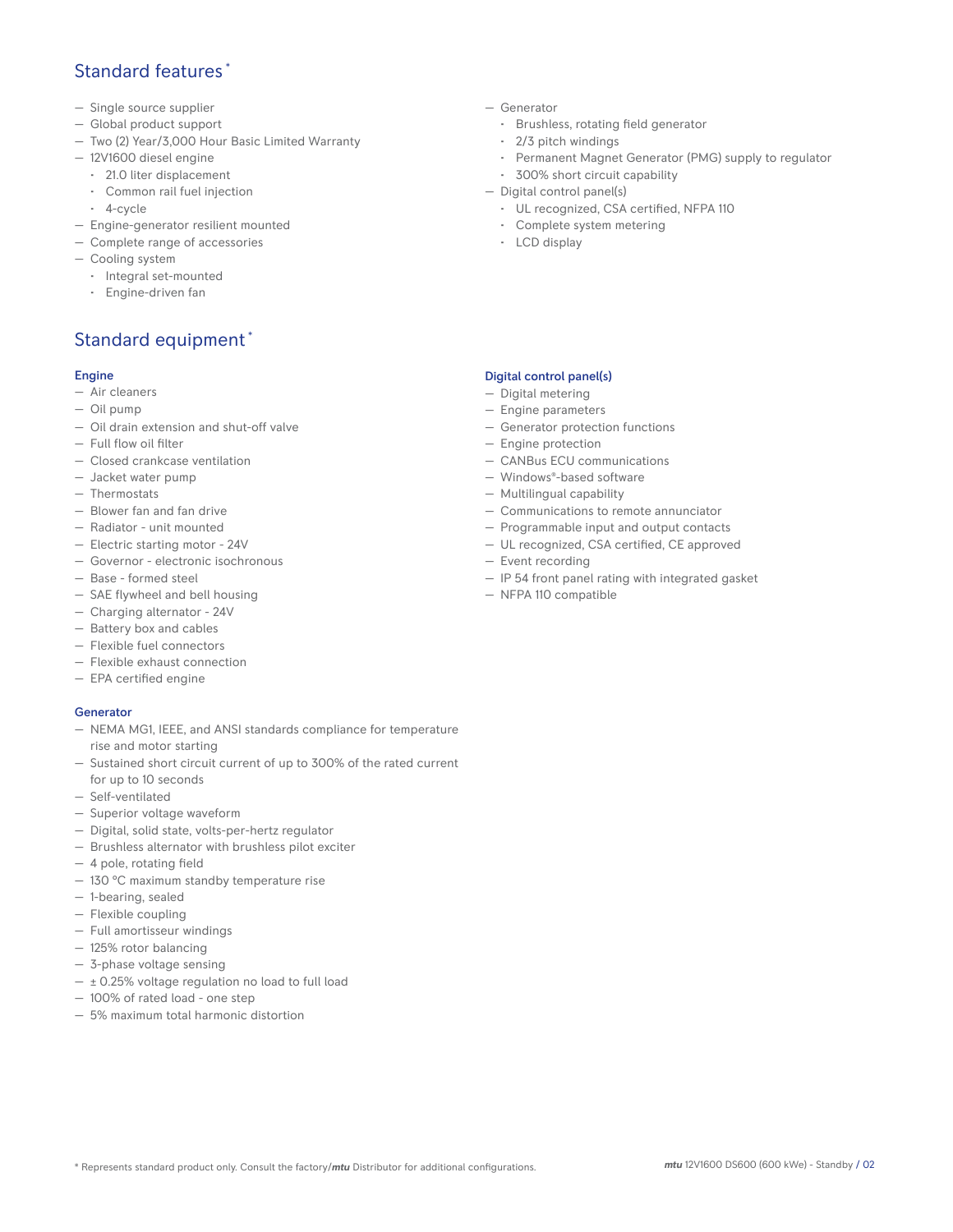## Standard features *

- Single source supplier
- Global product support
- Two (2) Year/3,000 Hour Basic Limited Warranty
- 12V1600 diesel engine
  - 21.0 liter displacement
  - Common rail fuel injection
  - 4-cycle
- Engine-generator resilient mounted
- Complete range of accessories
- Cooling system
  - Integral set-mounted
  - Engine-driven fan
- Generator
  - Brushless, rotating field generator
  - 2/3 pitch windings
  - Permanent Magnet Generator (PMG) supply to regulator
  - 300% short circuit capability
- Digital control panel(s)
  - UL recognized, CSA certified, NFPA 110
  - Complete system metering
  - LCD display

## Standard equipment *

### Engine

- Air cleaners
- Oil pump
- Oil drain extension and shut-off valve
- Full flow oil filter
- Closed crankcase ventilation
- Jacket water pump
- Thermostats
- Blower fan and fan drive
- Radiator - unit mounted
- Electric starting motor - 24V
- Governor - electronic isochronous
- Base - formed steel
- SAE flywheel and bell housing
- Charging alternator - 24V
- Battery box and cables
- Flexible fuel connectors
- Flexible exhaust connection
- EPA certified engine

### Generator

- NEMA MG1, IEEE, and ANSI standards compliance for temperature rise and motor starting
- Sustained short circuit current of up to 300% of the rated current for up to 10 seconds
- Self-ventilated
- Superior voltage waveform
- Digital, solid state, volts-per-hertz regulator
- Brushless alternator with brushless pilot exciter
- 4 pole, rotating field
- 130 °C maximum standby temperature rise
- 1-bearing, sealed
- Flexible coupling
- Full amortisseur windings
- 125% rotor balancing
- 3-phase voltage sensing
- ± 0.25% voltage regulation no load to full load
- 100% of rated load - one step
- 5% maximum total harmonic distortion

### Digital control panel(s)

- Digital metering
- Engine parameters
- Generator protection functions
- Engine protection
- CANBus ECU communications
- Windows®-based software
- Multilingual capability
- Communications to remote annunciator
- Programmable input and output contacts
- UL recognized, CSA certified, CE approved
- Event recording
- IP 54 front panel rating with integrated gasket
- NFPA 110 compatible

* Represents standard product only. Consult the factory/*mtu* Distributor for additional configurations.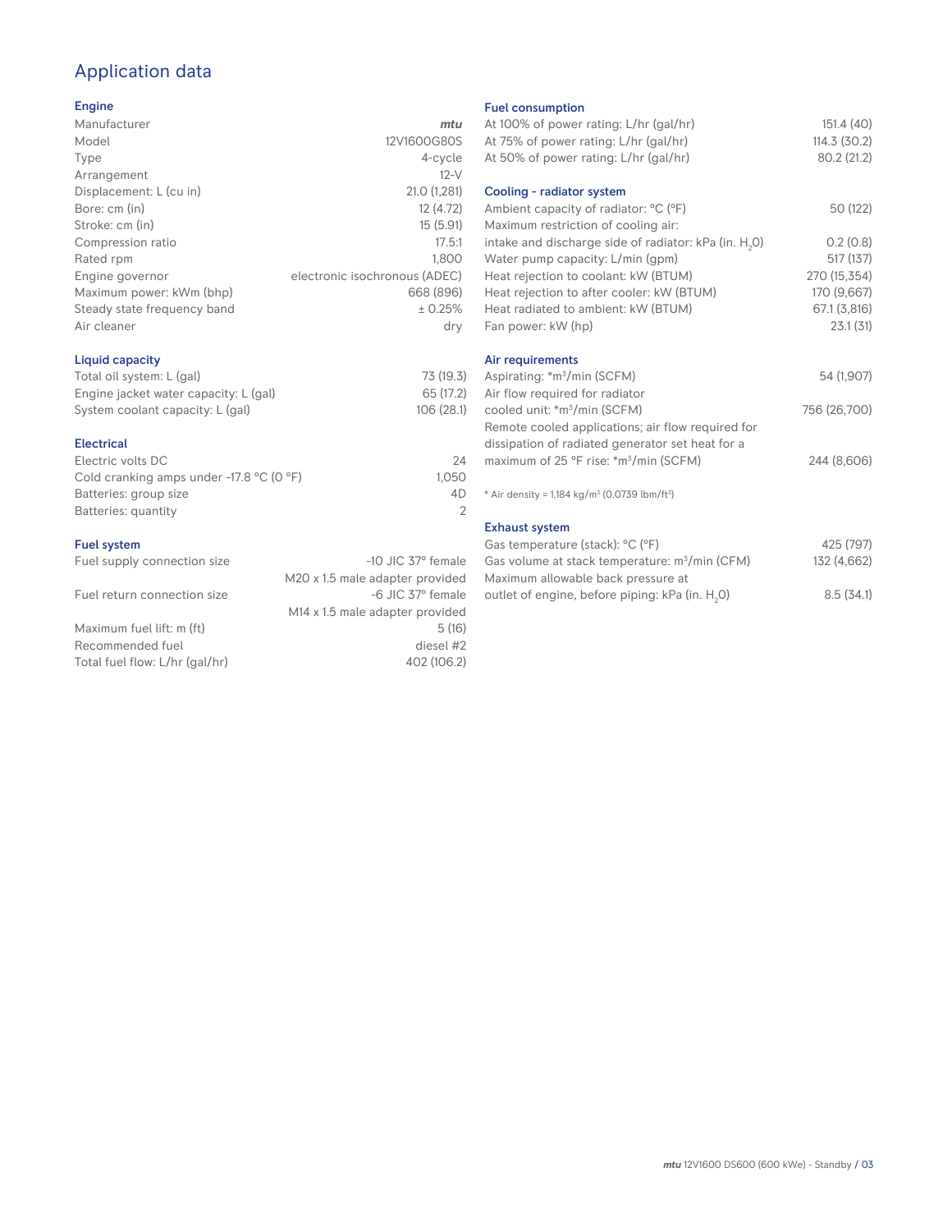# Application data

## Engine

| | |
|---|---|
| Manufacturer | *mtu* |
| Model | 12V1600G80S |
| Type | 4-cycle |
| Arrangement | 12-V |
| Displacement: L (cu in) | 21.0 (1,281) |
| Bore: cm (in) | 12 (4.72) |
| Stroke: cm (in) | 15 (5.91) |
| Compression ratio | 17.5:1 |
| Rated rpm | 1,800 |
| Engine governor | electronic isochronous (ADEC) |
| Maximum power: kWm (bhp) | 668 (896) |
| Steady state frequency band | ± 0.25% |
| Air cleaner | dry |

## Liquid capacity

| | |
|---|---|
| Total oil system: L (gal) | 73 (19.3) |
| Engine jacket water capacity: L (gal) | 65 (17.2) |
| System coolant capacity: L (gal) | 106 (28.1) |

## Electrical

| | |
|---|---|
| Electric volts DC | 24 |
| Cold cranking amps under -17.8 °C (0 °F) | 1,050 |
| Batteries: group size | 4D |
| Batteries: quantity | 2 |

## Fuel system

| | |
|---|---|
| Fuel supply connection size | -10 JIC 37° female<br>M20 x 1.5 male adapter provided |
| Fuel return connection size | -6 JIC 37° female<br>M14 x 1.5 male adapter provided |
| Maximum fuel lift: m (ft) | 5 (16) |
| Recommended fuel | diesel #2 |
| Total fuel flow: L/hr (gal/hr) | 402 (106.2) |

## Fuel consumption

| | |
|---|---|
| At 100% of power rating: L/hr (gal/hr) | 151.4 (40) |
| At 75% of power rating: L/hr (gal/hr) | 114.3 (30.2) |
| At 50% of power rating: L/hr (gal/hr) | 80.2 (21.2) |

## Cooling - radiator system

| | |
|---|---|
| Ambient capacity of radiator: °C (°F) | 50 (122) |
| Maximum restriction of cooling air: intake and discharge side of radiator: kPa (in. $H_2O$) | 0.2 (0.8) |
| Water pump capacity: L/min (gpm) | 517 (137) |
| Heat rejection to coolant: kW (BTUM) | 270 (15,354) |
| Heat rejection to after cooler: kW (BTUM) | 170 (9,667) |
| Heat radiated to ambient: kW (BTUM) | 67.1 (3,816) |
| Fan power: kW (hp) | 23.1 (31) |

## Air requirements

| | |
|---|---|
| Aspirating: *m³/min (SCFM) | 54 (1,907) |
| Air flow required for radiator cooled unit: *m³/min (SCFM) | 756 (26,700) |
| Remote cooled applications; air flow required for dissipation of radiated generator set heat for a maximum of 25 °F rise: *m³/min (SCFM) | 244 (8,606) |

* Air density = 1.184 kg/m³ (0.0739 lbm/ft³)

## Exhaust system

| | |
|---|---|
| Gas temperature (stack): °C (°F) | 425 (797) |
| Gas volume at stack temperature: m³/min (CFM) | 132 (4,662) |
| Maximum allowable back pressure at outlet of engine, before piping: kPa (in. $H_2O$) | 8.5 (34.1) |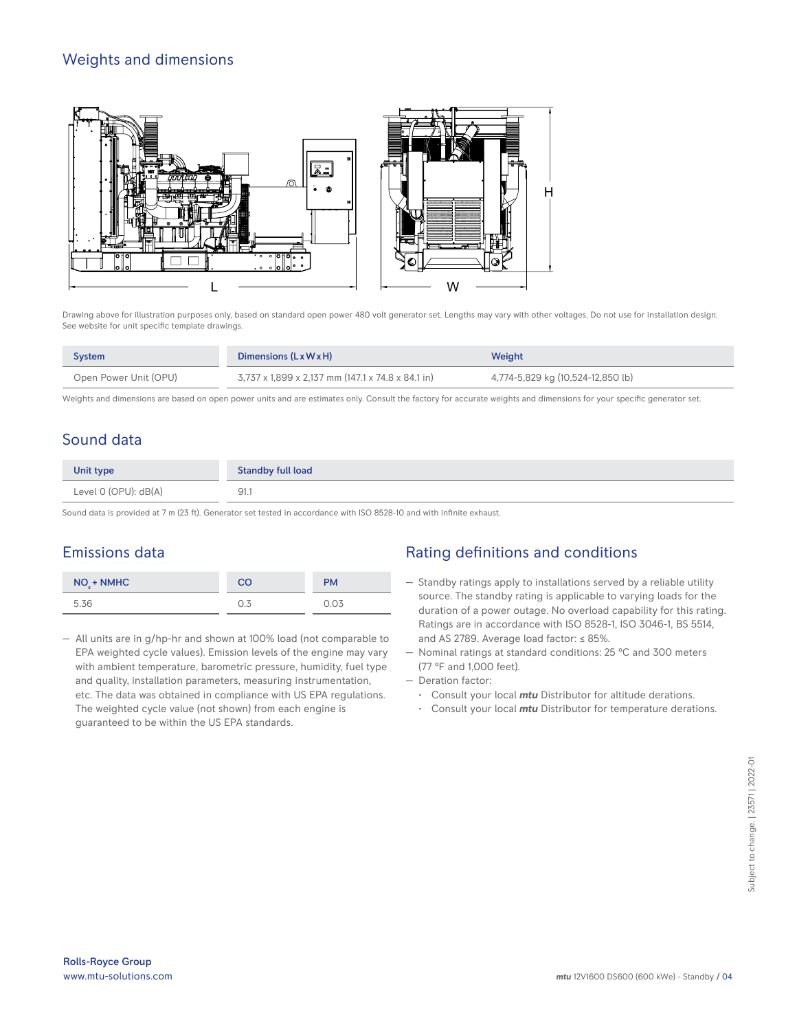## Weights and dimensions

L

W

H

Drawing above for illustration purposes only, based on standard open power 480 volt generator set. Lengths may vary with other voltages. Do not use for installation design. See website for unit specific template drawings.

| System | Dimensions (L x W x H) | Weight |
|---|---|---|
| Open Power Unit (OPU) | 3,737 x 1,899 x 2,137 mm (147.1 x 74.8 x 84.1 in) | 4,774-5,829 kg (10,524-12,850 lb) |

Weights and dimensions are based on open power units and are estimates only. Consult the factory for accurate weights and dimensions for your specific generator set.

## Sound data

| Unit type | Standby full load |
|---|---|
| Level 0 (OPU): dB(A) | 91.1 |

Sound data is provided at 7 m (23 ft). Generator set tested in accordance with ISO 8528-10 and with infinite exhaust.

## Emissions data

| $NO_x$ + NMHC | CO | PM |
|---|---|---|
| 5.36 | 0.3 | 0.03 |

— All units are in g/hp-hr and shown at 100% load (not comparable to EPA weighted cycle values). Emission levels of the engine may vary with ambient temperature, barometric pressure, humidity, fuel type and quality, installation parameters, measuring instrumentation, etc. The data was obtained in compliance with US EPA regulations. The weighted cycle value (not shown) from each engine is guaranteed to be within the US EPA standards.

## Rating definitions and conditions

— Standby ratings apply to installations served by a reliable utility source. The standby rating is applicable to varying loads for the duration of a power outage. No overload capability for this rating. Ratings are in accordance with ISO 8528-1, ISO 3046-1, BS 5514, and AS 2789. Average load factor: ≤ 85%.

— Nominal ratings at standard conditions: 25 °C and 300 meters (77 °F and 1,000 feet).

— Deration factor:
- Consult your local ***mtu*** Distributor for altitude derations.
- Consult your local ***mtu*** Distributor for temperature derations.

Subject to change. | 23571 | 2022-01

**Rolls-Royce Group**
www.mtu-solutions.com